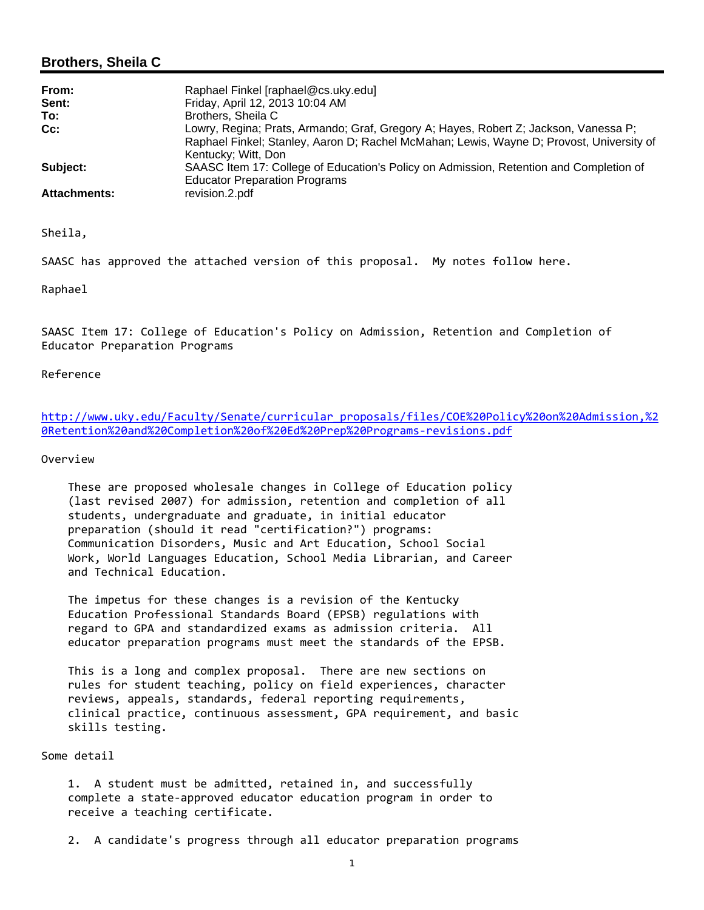## Brothers, Sheila C

| | |
|---|---|
| **From:** | Raphael Finkel [raphael@cs.uky.edu] |
| **Sent:** | Friday, April 12, 2013 10:04 AM |
| **To:** | Brothers, Sheila C |
| **Cc:** | Lowry, Regina; Prats, Armando; Graf, Gregory A; Hayes, Robert Z; Jackson, Vanessa P; Raphael Finkel; Stanley, Aaron D; Rachel McMahan; Lewis, Wayne D; Provost, University of Kentucky; Witt, Don |
| **Subject:** | SAASC Item 17: College of Education's Policy on Admission, Retention and Completion of Educator Preparation Programs |
| **Attachments:** | revision.2.pdf |

Sheila,

SAASC has approved the attached version of this proposal. My notes follow here.

Raphael

SAASC Item 17: College of Education's Policy on Admission, Retention and Completion of Educator Preparation Programs

Reference

http://www.uky.edu/Faculty/Senate/curricular_proposals/files/COE%20Policy%20on%20Admission,%20Retention%20and%20Completion%20of%20Ed%20Prep%20Programs-revisions.pdf

Overview

These are proposed wholesale changes in College of Education policy (last revised 2007) for admission, retention and completion of all students, undergraduate and graduate, in initial educator preparation (should it read "certification?") programs: Communication Disorders, Music and Art Education, School Social Work, World Languages Education, School Media Librarian, and Career and Technical Education.

The impetus for these changes is a revision of the Kentucky Education Professional Standards Board (EPSB) regulations with regard to GPA and standardized exams as admission criteria. All educator preparation programs must meet the standards of the EPSB.

This is a long and complex proposal. There are new sections on rules for student teaching, policy on field experiences, character reviews, appeals, standards, federal reporting requirements, clinical practice, continuous assessment, GPA requirement, and basic skills testing.

Some detail

1. A student must be admitted, retained in, and successfully complete a state-approved educator education program in order to receive a teaching certificate.

2. A candidate's progress through all educator preparation programs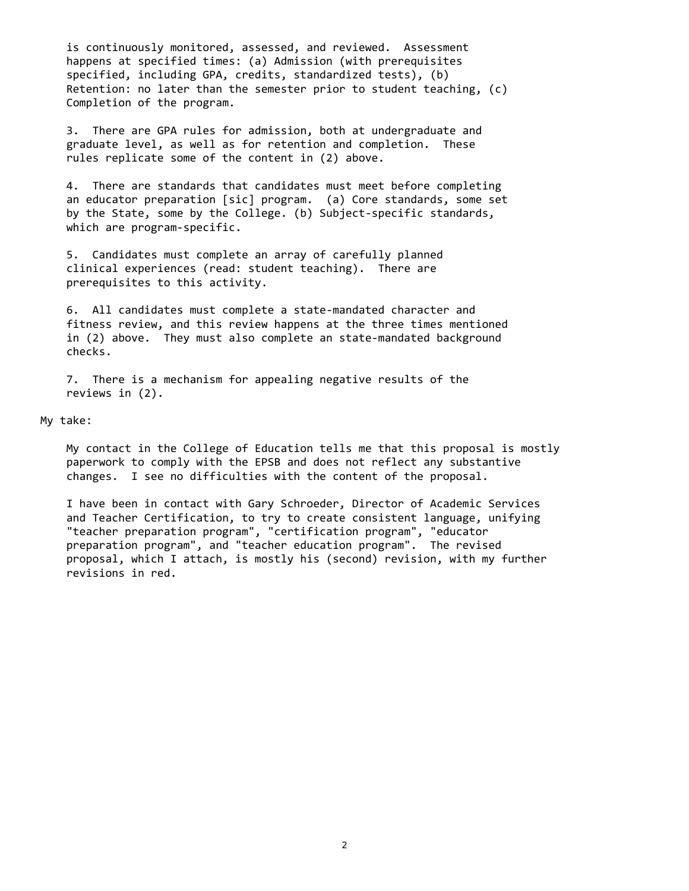is continuously monitored, assessed, and reviewed. Assessment happens at specified times: (a) Admission (with prerequisites specified, including GPA, credits, standardized tests), (b) Retention: no later than the semester prior to student teaching, (c) Completion of the program.

3. There are GPA rules for admission, both at undergraduate and graduate level, as well as for retention and completion. These rules replicate some of the content in (2) above.

4. There are standards that candidates must meet before completing an educator preparation [sic] program. (a) Core standards, some set by the State, some by the College. (b) Subject-specific standards, which are program-specific.

5. Candidates must complete an array of carefully planned clinical experiences (read: student teaching). There are prerequisites to this activity.

6. All candidates must complete a state-mandated character and fitness review, and this review happens at the three times mentioned in (2) above. They must also complete an state-mandated background checks.

7. There is a mechanism for appealing negative results of the reviews in (2).

My take:

My contact in the College of Education tells me that this proposal is mostly paperwork to comply with the EPSB and does not reflect any substantive changes. I see no difficulties with the content of the proposal.

I have been in contact with Gary Schroeder, Director of Academic Services and Teacher Certification, to try to create consistent language, unifying "teacher preparation program", "certification program", "educator preparation program", and "teacher education program". The revised proposal, which I attach, is mostly his (second) revision, with my further revisions in red.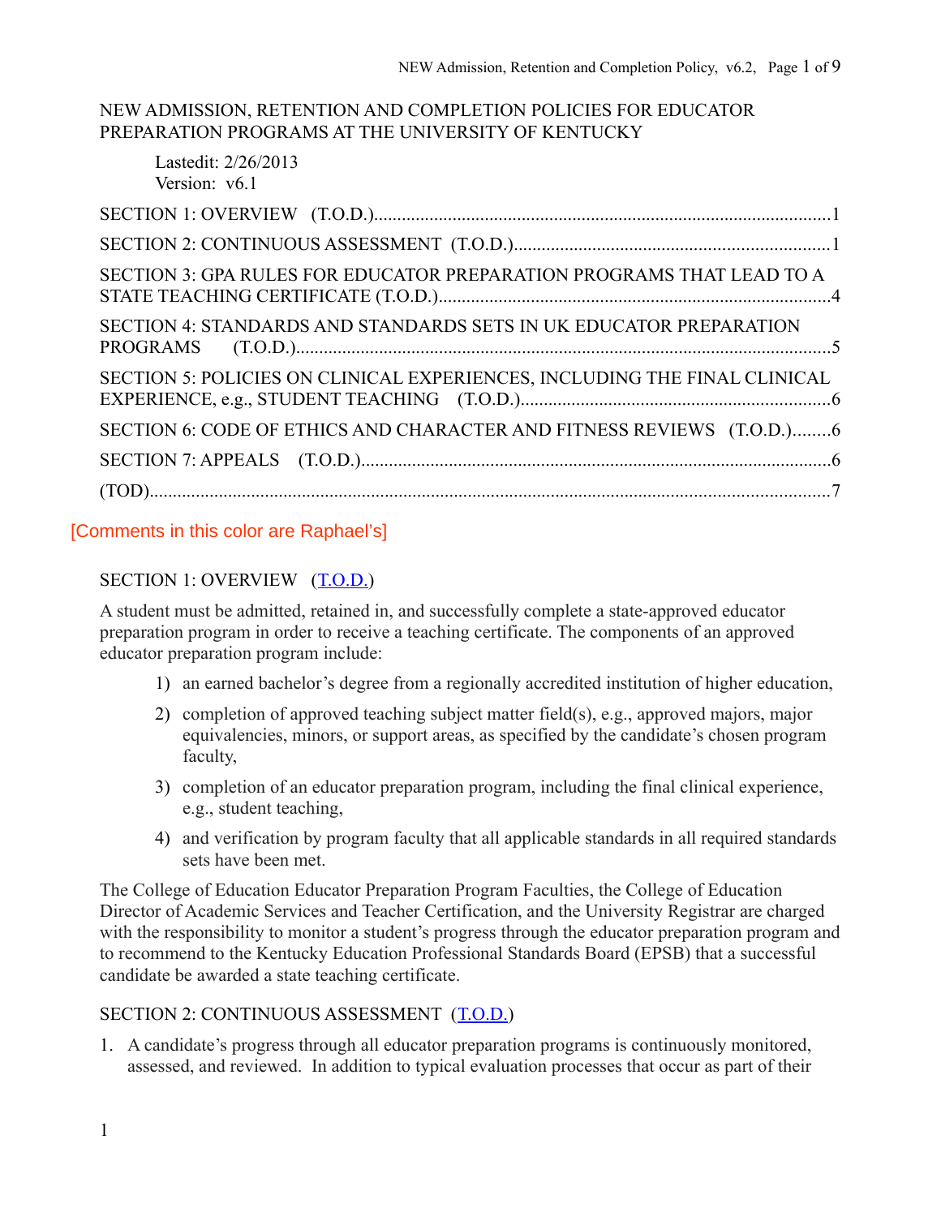NEW ADMISSION, RETENTION AND COMPLETION POLICIES FOR EDUCATOR PREPARATION PROGRAMS AT THE UNIVERSITY OF KENTUCKY

Lastedit: 2/26/2013
Version: v6.1

SECTION 1: OVERVIEW (T.O.D.)....................1

SECTION 2: CONTINUOUS ASSESSMENT (T.O.D.)....................1

SECTION 3: GPA RULES FOR EDUCATOR PREPARATION PROGRAMS THAT LEAD TO A STATE TEACHING CERTIFICATE (T.O.D.)....................4

SECTION 4: STANDARDS AND STANDARDS SETS IN UK EDUCATOR PREPARATION PROGRAMS (T.O.D.)....................5

SECTION 5: POLICIES ON CLINICAL EXPERIENCES, INCLUDING THE FINAL CLINICAL EXPERIENCE, e.g., STUDENT TEACHING (T.O.D.)....................6

SECTION 6: CODE OF ETHICS AND CHARACTER AND FITNESS REVIEWS (T.O.D.)........6

SECTION 7: APPEALS (T.O.D.)....................6

(TOD)....................7

[Comments in this color are Raphael's]

## SECTION 1: OVERVIEW (T.O.D.)

A student must be admitted, retained in, and successfully complete a state-approved educator preparation program in order to receive a teaching certificate. The components of an approved educator preparation program include:

1) an earned bachelor's degree from a regionally accredited institution of higher education,
2) completion of approved teaching subject matter field(s), e.g., approved majors, major equivalencies, minors, or support areas, as specified by the candidate's chosen program faculty,
3) completion of an educator preparation program, including the final clinical experience, e.g., student teaching,
4) and verification by program faculty that all applicable standards in all required standards sets have been met.

The College of Education Educator Preparation Program Faculties, the College of Education Director of Academic Services and Teacher Certification, and the University Registrar are charged with the responsibility to monitor a student's progress through the educator preparation program and to recommend to the Kentucky Education Professional Standards Board (EPSB) that a successful candidate be awarded a state teaching certificate.

## SECTION 2: CONTINUOUS ASSESSMENT (T.O.D.)

1. A candidate's progress through all educator preparation programs is continuously monitored, assessed, and reviewed. In addition to typical evaluation processes that occur as part of their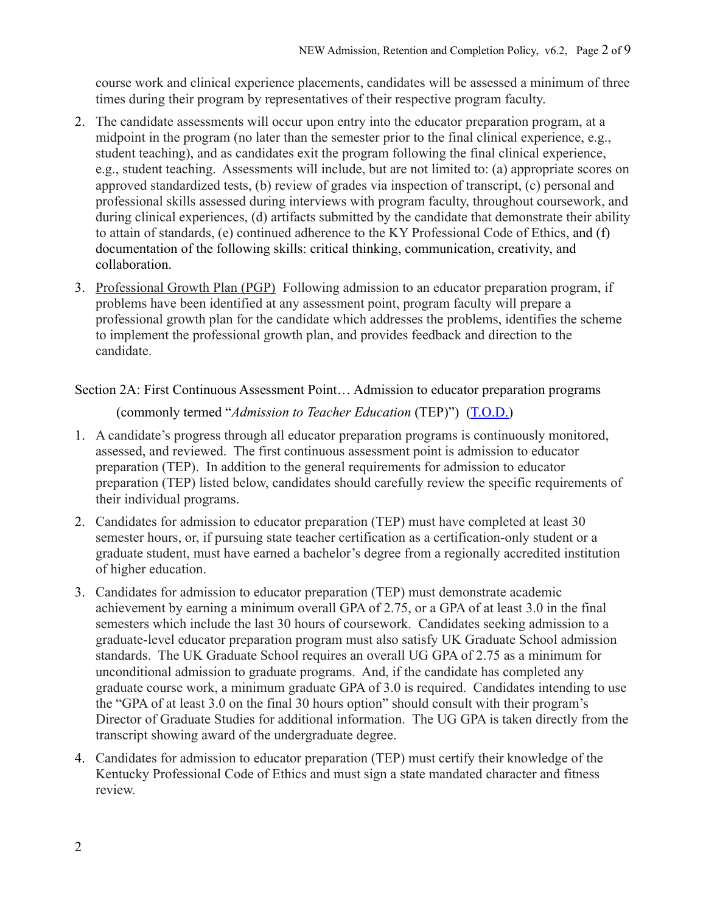course work and clinical experience placements, candidates will be assessed a minimum of three times during their program by representatives of their respective program faculty.

2. The candidate assessments will occur upon entry into the educator preparation program, at a midpoint in the program (no later than the semester prior to the final clinical experience, e.g., student teaching), and as candidates exit the program following the final clinical experience, e.g., student teaching. Assessments will include, but are not limited to: (a) appropriate scores on approved standardized tests, (b) review of grades via inspection of transcript, (c) personal and professional skills assessed during interviews with program faculty, throughout coursework, and during clinical experiences, (d) artifacts submitted by the candidate that demonstrate their ability to attain of standards, (e) continued adherence to the KY Professional Code of Ethics, and (f) documentation of the following skills: critical thinking, communication, creativity, and collaboration.

3. <u>Professional Growth Plan (PGP)</u> Following admission to an educator preparation program, if problems have been identified at any assessment point, program faculty will prepare a professional growth plan for the candidate which addresses the problems, identifies the scheme to implement the professional growth plan, and provides feedback and direction to the candidate.

Section 2A: First Continuous Assessment Point… Admission to educator preparation programs (commonly termed "*Admission to Teacher Education* (TEP)") ([T.O.D.](#))

1. A candidate's progress through all educator preparation programs is continuously monitored, assessed, and reviewed. The first continuous assessment point is admission to educator preparation (TEP). In addition to the general requirements for admission to educator preparation (TEP) listed below, candidates should carefully review the specific requirements of their individual programs.

2. Candidates for admission to educator preparation (TEP) must have completed at least 30 semester hours, or, if pursuing state teacher certification as a certification-only student or a graduate student, must have earned a bachelor's degree from a regionally accredited institution of higher education.

3. Candidates for admission to educator preparation (TEP) must demonstrate academic achievement by earning a minimum overall GPA of 2.75, or a GPA of at least 3.0 in the final semesters which include the last 30 hours of coursework. Candidates seeking admission to a graduate-level educator preparation program must also satisfy UK Graduate School admission standards. The UK Graduate School requires an overall UG GPA of 2.75 as a minimum for unconditional admission to graduate programs. And, if the candidate has completed any graduate course work, a minimum graduate GPA of 3.0 is required. Candidates intending to use the "GPA of at least 3.0 on the final 30 hours option" should consult with their program's Director of Graduate Studies for additional information. The UG GPA is taken directly from the transcript showing award of the undergraduate degree.

4. Candidates for admission to educator preparation (TEP) must certify their knowledge of the Kentucky Professional Code of Ethics and must sign a state mandated character and fitness review.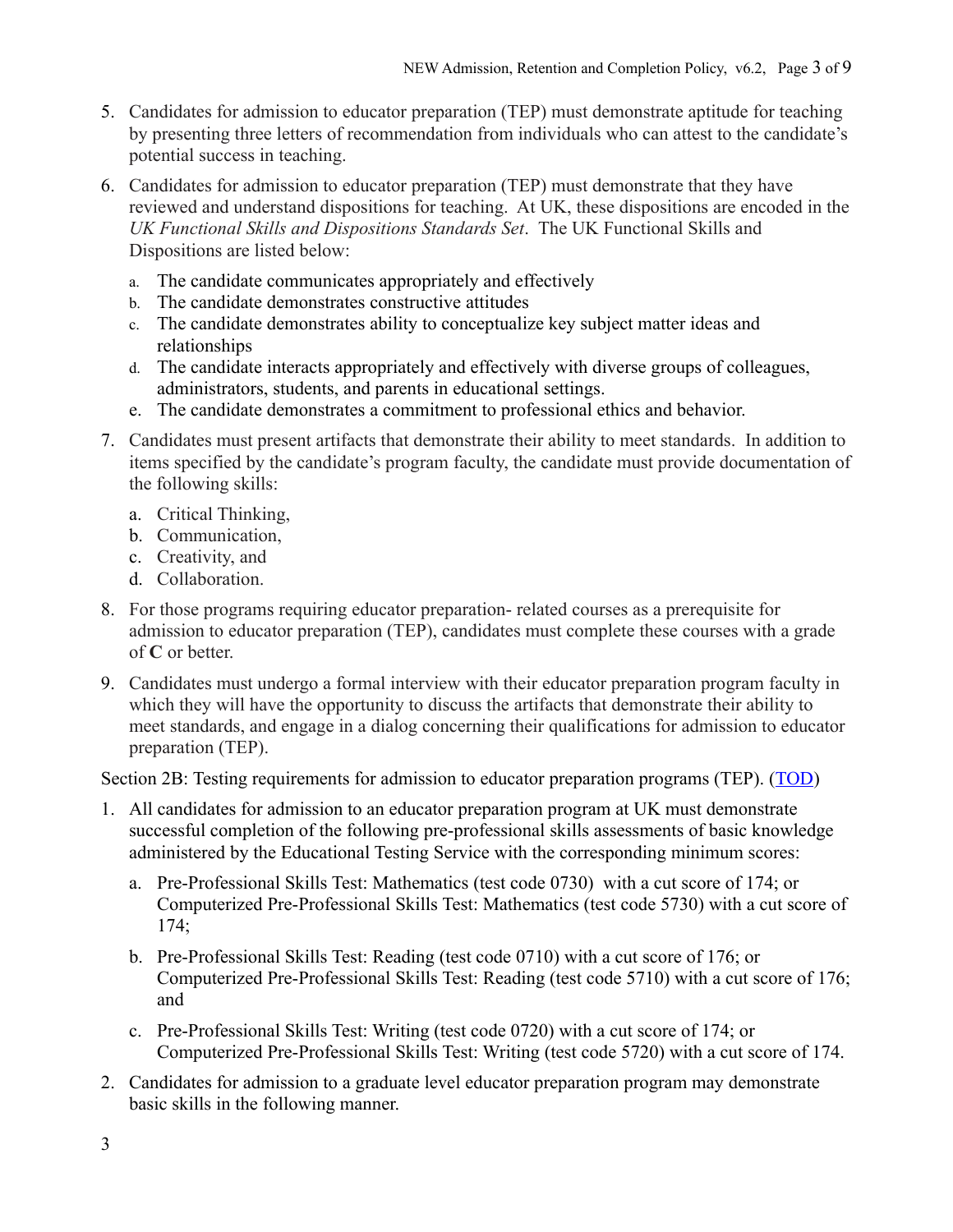5. Candidates for admission to educator preparation (TEP) must demonstrate aptitude for teaching by presenting three letters of recommendation from individuals who can attest to the candidate's potential success in teaching.

6. Candidates for admission to educator preparation (TEP) must demonstrate that they have reviewed and understand dispositions for teaching. At UK, these dispositions are encoded in the *UK Functional Skills and Dispositions Standards Set*. The UK Functional Skills and Dispositions are listed below:

   a. The candidate communicates appropriately and effectively
   b. The candidate demonstrates constructive attitudes
   c. The candidate demonstrates ability to conceptualize key subject matter ideas and relationships
   d. The candidate interacts appropriately and effectively with diverse groups of colleagues, administrators, students, and parents in educational settings.
   e. The candidate demonstrates a commitment to professional ethics and behavior.

7. Candidates must present artifacts that demonstrate their ability to meet standards. In addition to items specified by the candidate's program faculty, the candidate must provide documentation of the following skills:

   a. Critical Thinking,
   b. Communication,
   c. Creativity, and
   d. Collaboration.

8. For those programs requiring educator preparation- related courses as a prerequisite for admission to educator preparation (TEP), candidates must complete these courses with a grade of **C** or better.

9. Candidates must undergo a formal interview with their educator preparation program faculty in which they will have the opportunity to discuss the artifacts that demonstrate their ability to meet standards, and engage in a dialog concerning their qualifications for admission to educator preparation (TEP).

Section 2B: Testing requirements for admission to educator preparation programs (TEP). (TOD)

1. All candidates for admission to an educator preparation program at UK must demonstrate successful completion of the following pre-professional skills assessments of basic knowledge administered by the Educational Testing Service with the corresponding minimum scores:

   a. Pre-Professional Skills Test: Mathematics (test code 0730) with a cut score of 174; or Computerized Pre-Professional Skills Test: Mathematics (test code 5730) with a cut score of 174;

   b. Pre-Professional Skills Test: Reading (test code 0710) with a cut score of 176; or Computerized Pre-Professional Skills Test: Reading (test code 5710) with a cut score of 176; and

   c. Pre-Professional Skills Test: Writing (test code 0720) with a cut score of 174; or Computerized Pre-Professional Skills Test: Writing (test code 5720) with a cut score of 174.

2. Candidates for admission to a graduate level educator preparation program may demonstrate basic skills in the following manner.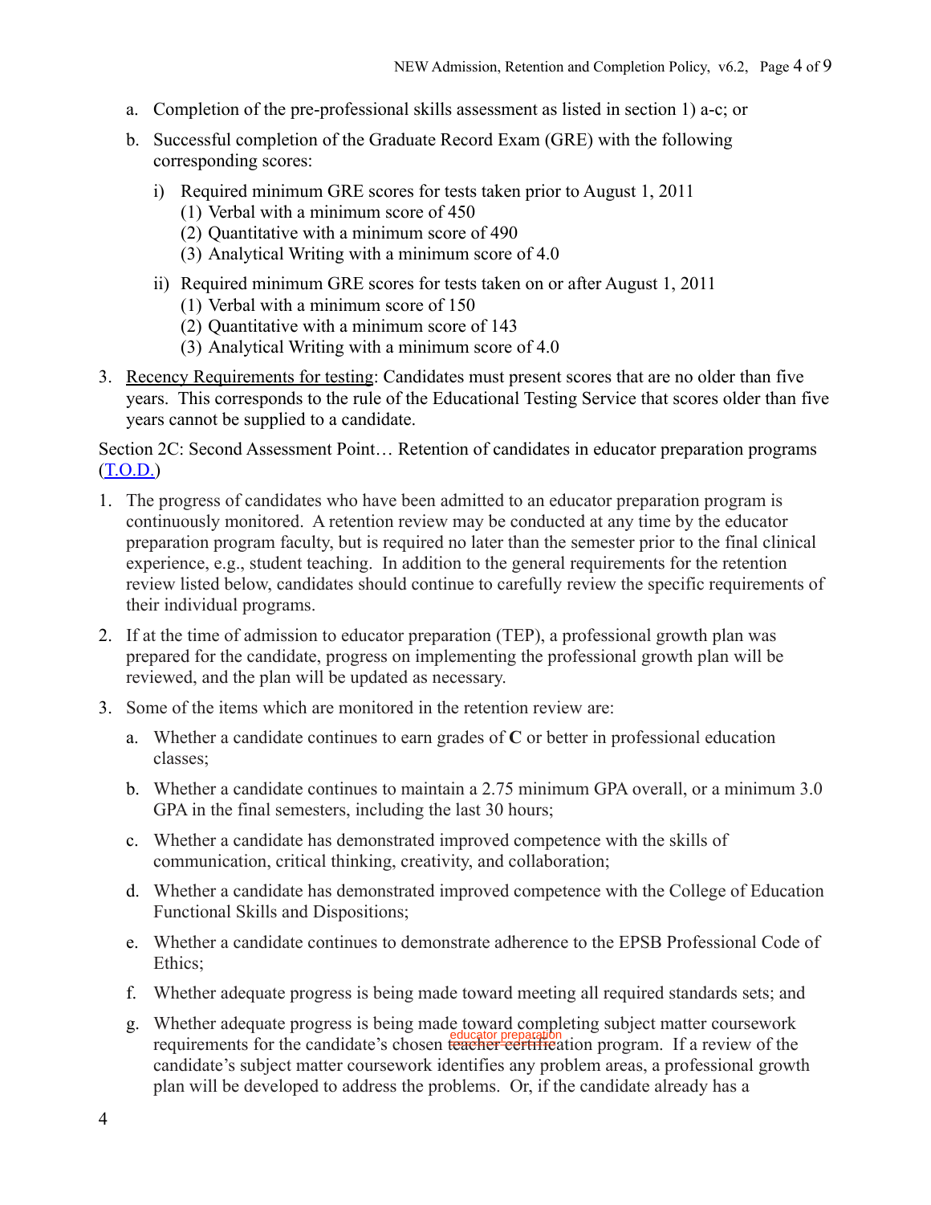a. Completion of the pre-professional skills assessment as listed in section 1) a-c; or

b. Successful completion of the Graduate Record Exam (GRE) with the following corresponding scores:

   i) Required minimum GRE scores for tests taken prior to August 1, 2011
      (1) Verbal with a minimum score of 450
      (2) Quantitative with a minimum score of 490
      (3) Analytical Writing with a minimum score of 4.0

   ii) Required minimum GRE scores for tests taken on or after August 1, 2011
      (1) Verbal with a minimum score of 150
      (2) Quantitative with a minimum score of 143
      (3) Analytical Writing with a minimum score of 4.0

3. Recency Requirements for testing: Candidates must present scores that are no older than five years. This corresponds to the rule of the Educational Testing Service that scores older than five years cannot be supplied to a candidate.

Section 2C: Second Assessment Point… Retention of candidates in educator preparation programs (T.O.D.)

1. The progress of candidates who have been admitted to an educator preparation program is continuously monitored. A retention review may be conducted at any time by the educator preparation program faculty, but is required no later than the semester prior to the final clinical experience, e.g., student teaching. In addition to the general requirements for the retention review listed below, candidates should continue to carefully review the specific requirements of their individual programs.

2. If at the time of admission to educator preparation (TEP), a professional growth plan was prepared for the candidate, progress on implementing the professional growth plan will be reviewed, and the plan will be updated as necessary.

3. Some of the items which are monitored in the retention review are:

   a. Whether a candidate continues to earn grades of **C** or better in professional education classes;

   b. Whether a candidate continues to maintain a 2.75 minimum GPA overall, or a minimum 3.0 GPA in the final semesters, including the last 30 hours;

   c. Whether a candidate has demonstrated improved competence with the skills of communication, critical thinking, creativity, and collaboration;

   d. Whether a candidate has demonstrated improved competence with the College of Education Functional Skills and Dispositions;

   e. Whether a candidate continues to demonstrate adherence to the EPSB Professional Code of Ethics;

   f. Whether adequate progress is being made toward meeting all required standards sets; and

   g. Whether adequate progress is being made toward completing subject matter coursework requirements for the candidate's chosen ~~teacher certification~~ educator preparation program. If a review of the candidate's subject matter coursework identifies any problem areas, a professional growth plan will be developed to address the problems. Or, if the candidate already has a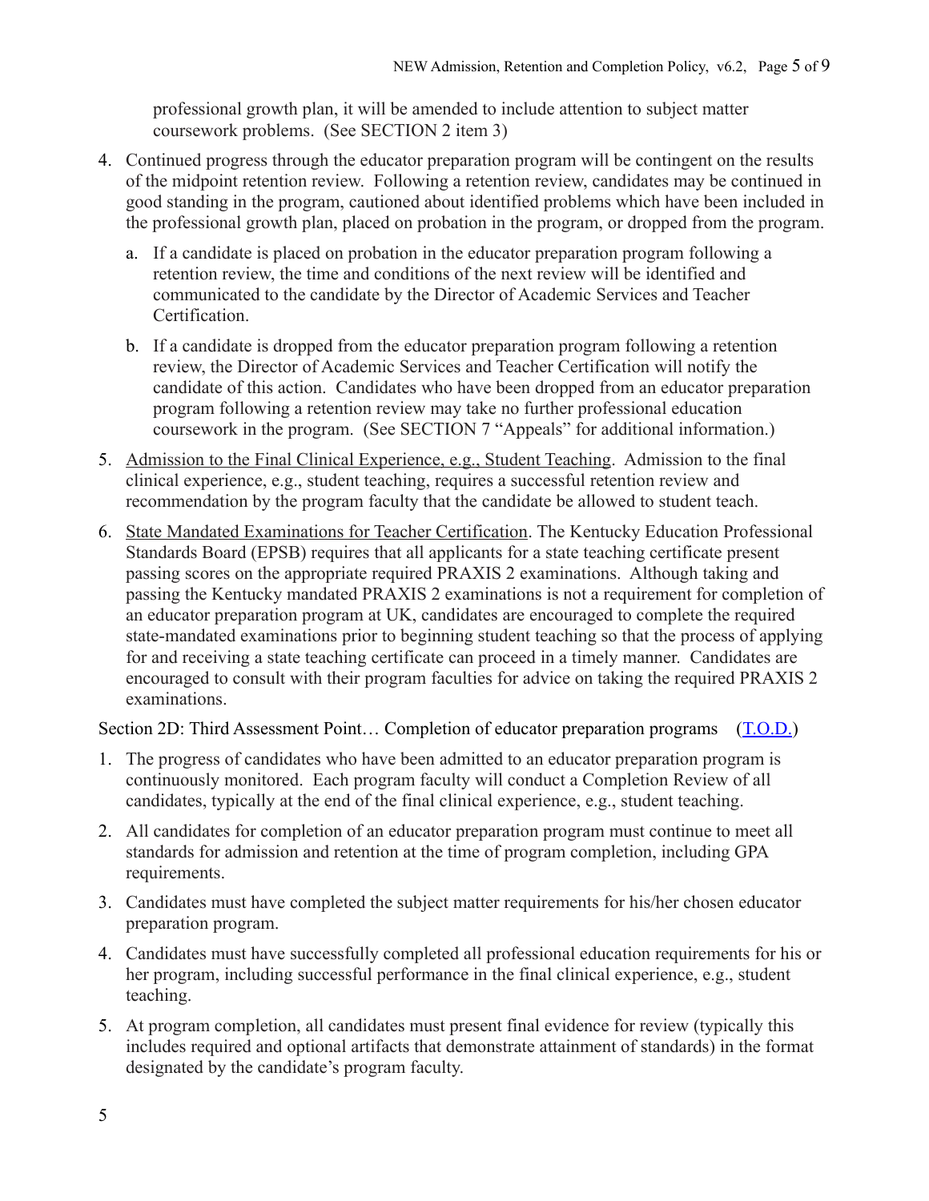professional growth plan, it will be amended to include attention to subject matter coursework problems. (See SECTION 2 item 3)

4. Continued progress through the educator preparation program will be contingent on the results of the midpoint retention review. Following a retention review, candidates may be continued in good standing in the program, cautioned about identified problems which have been included in the professional growth plan, placed on probation in the program, or dropped from the program.

   a. If a candidate is placed on probation in the educator preparation program following a retention review, the time and conditions of the next review will be identified and communicated to the candidate by the Director of Academic Services and Teacher Certification.

   b. If a candidate is dropped from the educator preparation program following a retention review, the Director of Academic Services and Teacher Certification will notify the candidate of this action. Candidates who have been dropped from an educator preparation program following a retention review may take no further professional education coursework in the program. (See SECTION 7 "Appeals" for additional information.)

5. Admission to the Final Clinical Experience, e.g., Student Teaching. Admission to the final clinical experience, e.g., student teaching, requires a successful retention review and recommendation by the program faculty that the candidate be allowed to student teach.

6. State Mandated Examinations for Teacher Certification. The Kentucky Education Professional Standards Board (EPSB) requires that all applicants for a state teaching certificate present passing scores on the appropriate required PRAXIS 2 examinations. Although taking and passing the Kentucky mandated PRAXIS 2 examinations is not a requirement for completion of an educator preparation program at UK, candidates are encouraged to complete the required state-mandated examinations prior to beginning student teaching so that the process of applying for and receiving a state teaching certificate can proceed in a timely manner. Candidates are encouraged to consult with their program faculties for advice on taking the required PRAXIS 2 examinations.

Section 2D: Third Assessment Point… Completion of educator preparation programs (T.O.D.)

1. The progress of candidates who have been admitted to an educator preparation program is continuously monitored. Each program faculty will conduct a Completion Review of all candidates, typically at the end of the final clinical experience, e.g., student teaching.

2. All candidates for completion of an educator preparation program must continue to meet all standards for admission and retention at the time of program completion, including GPA requirements.

3. Candidates must have completed the subject matter requirements for his/her chosen educator preparation program.

4. Candidates must have successfully completed all professional education requirements for his or her program, including successful performance in the final clinical experience, e.g., student teaching.

5. At program completion, all candidates must present final evidence for review (typically this includes required and optional artifacts that demonstrate attainment of standards) in the format designated by the candidate's program faculty.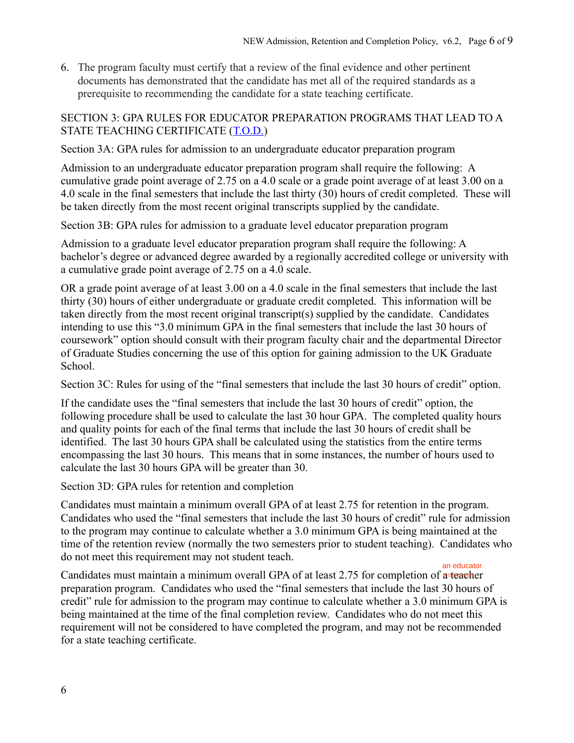6. The program faculty must certify that a review of the final evidence and other pertinent documents has demonstrated that the candidate has met all of the required standards as a prerequisite to recommending the candidate for a state teaching certificate.

SECTION 3: GPA RULES FOR EDUCATOR PREPARATION PROGRAMS THAT LEAD TO A STATE TEACHING CERTIFICATE (T.O.D.)

Section 3A: GPA rules for admission to an undergraduate educator preparation program

Admission to an undergraduate educator preparation program shall require the following: A cumulative grade point average of 2.75 on a 4.0 scale or a grade point average of at least 3.00 on a 4.0 scale in the final semesters that include the last thirty (30) hours of credit completed. These will be taken directly from the most recent original transcripts supplied by the candidate.

Section 3B: GPA rules for admission to a graduate level educator preparation program

Admission to a graduate level educator preparation program shall require the following: A bachelor's degree or advanced degree awarded by a regionally accredited college or university with a cumulative grade point average of 2.75 on a 4.0 scale.

OR a grade point average of at least 3.00 on a 4.0 scale in the final semesters that include the last thirty (30) hours of either undergraduate or graduate credit completed. This information will be taken directly from the most recent original transcript(s) supplied by the candidate. Candidates intending to use this "3.0 minimum GPA in the final semesters that include the last 30 hours of coursework" option should consult with their program faculty chair and the departmental Director of Graduate Studies concerning the use of this option for gaining admission to the UK Graduate School.

Section 3C: Rules for using of the "final semesters that include the last 30 hours of credit" option.

If the candidate uses the "final semesters that include the last 30 hours of credit" option, the following procedure shall be used to calculate the last 30 hour GPA. The completed quality hours and quality points for each of the final terms that include the last 30 hours of credit shall be identified. The last 30 hours GPA shall be calculated using the statistics from the entire terms encompassing the last 30 hours. This means that in some instances, the number of hours used to calculate the last 30 hours GPA will be greater than 30.

Section 3D: GPA rules for retention and completion

Candidates must maintain a minimum overall GPA of at least 2.75 for retention in the program. Candidates who used the "final semesters that include the last 30 hours of credit" rule for admission to the program may continue to calculate whether a 3.0 minimum GPA is being maintained at the time of the retention review (normally the two semesters prior to student teaching). Candidates who do not meet this requirement may not student teach.

Candidates must maintain a minimum overall GPA of at least 2.75 for completion of ~~a teacher~~ an educator preparation program. Candidates who used the "final semesters that include the last 30 hours of credit" rule for admission to the program may continue to calculate whether a 3.0 minimum GPA is being maintained at the time of the final completion review. Candidates who do not meet this requirement will not be considered to have completed the program, and may not be recommended for a state teaching certificate.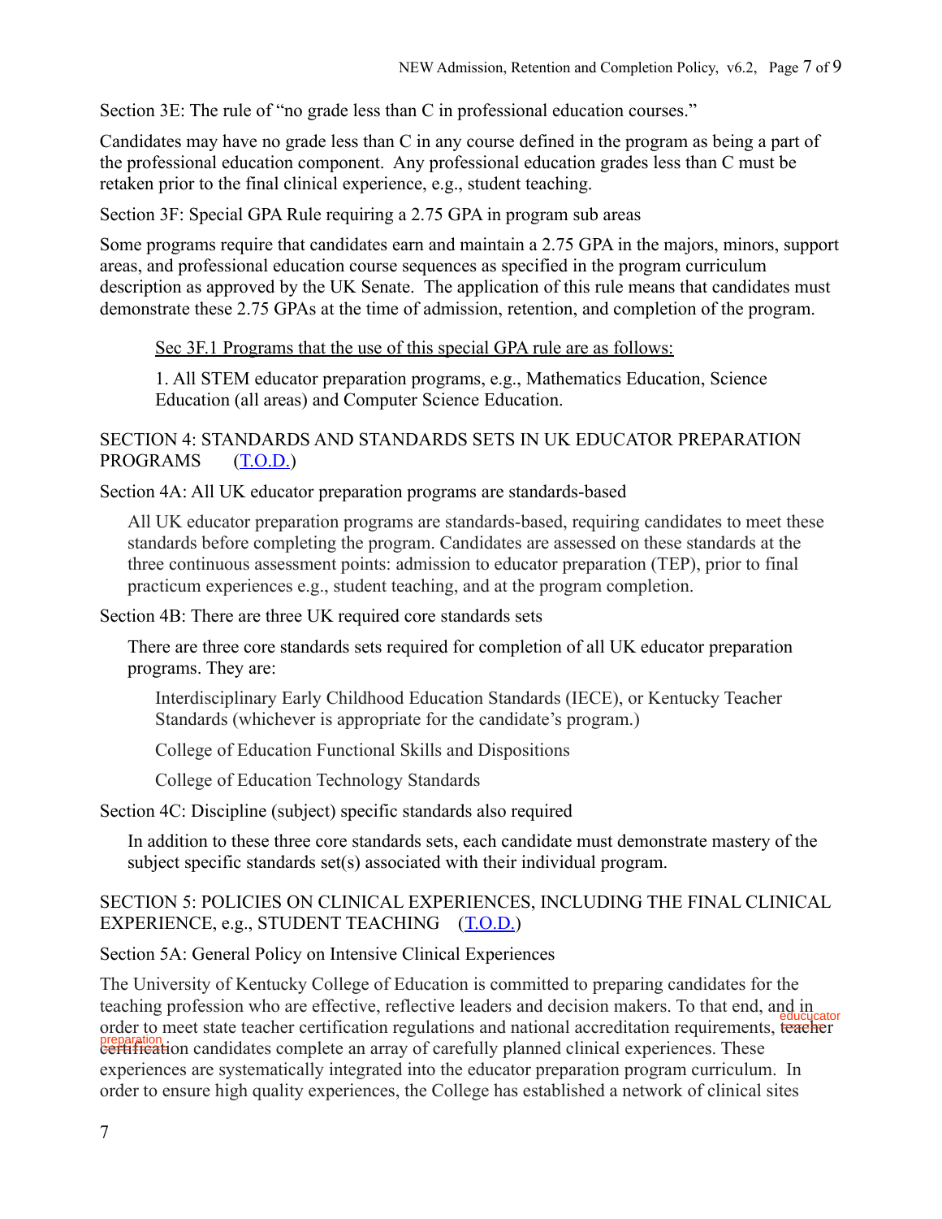Section 3E: The rule of "no grade less than C in professional education courses."

Candidates may have no grade less than C in any course defined in the program as being a part of the professional education component. Any professional education grades less than C must be retaken prior to the final clinical experience, e.g., student teaching.

Section 3F: Special GPA Rule requiring a 2.75 GPA in program sub areas

Some programs require that candidates earn and maintain a 2.75 GPA in the majors, minors, support areas, and professional education course sequences as specified in the program curriculum description as approved by the UK Senate. The application of this rule means that candidates must demonstrate these 2.75 GPAs at the time of admission, retention, and completion of the program.

> <u>Sec 3F.1 Programs that the use of this special GPA rule are as follows:</u>
>
> 1. All STEM educator preparation programs, e.g., Mathematics Education, Science Education (all areas) and Computer Science Education.

## SECTION 4: STANDARDS AND STANDARDS SETS IN UK EDUCATOR PREPARATION PROGRAMS (T.O.D.)

Section 4A: All UK educator preparation programs are standards-based

> All UK educator preparation programs are standards-based, requiring candidates to meet these standards before completing the program. Candidates are assessed on these standards at the three continuous assessment points: admission to educator preparation (TEP), prior to final practicum experiences e.g., student teaching, and at the program completion.

Section 4B: There are three UK required core standards sets

> There are three core standards sets required for completion of all UK educator preparation programs. They are:
>
> Interdisciplinary Early Childhood Education Standards (IECE), or Kentucky Teacher Standards (whichever is appropriate for the candidate's program.)
>
> College of Education Functional Skills and Dispositions
>
> College of Education Technology Standards

Section 4C: Discipline (subject) specific standards also required

> In addition to these three core standards sets, each candidate must demonstrate mastery of the subject specific standards set(s) associated with their individual program.

## SECTION 5: POLICIES ON CLINICAL EXPERIENCES, INCLUDING THE FINAL CLINICAL EXPERIENCE, e.g., STUDENT TEACHING (T.O.D.)

Section 5A: General Policy on Intensive Clinical Experiences

The University of Kentucky College of Education is committed to preparing candidates for the teaching profession who are effective, reflective leaders and decision makers. To that end, and in order to meet state teacher certification regulations and national accreditation requirements, ~~teacher~~ educucator ~~certification~~ preparation candidates complete an array of carefully planned clinical experiences. These experiences are systematically integrated into the educator preparation program curriculum. In order to ensure high quality experiences, the College has established a network of clinical sites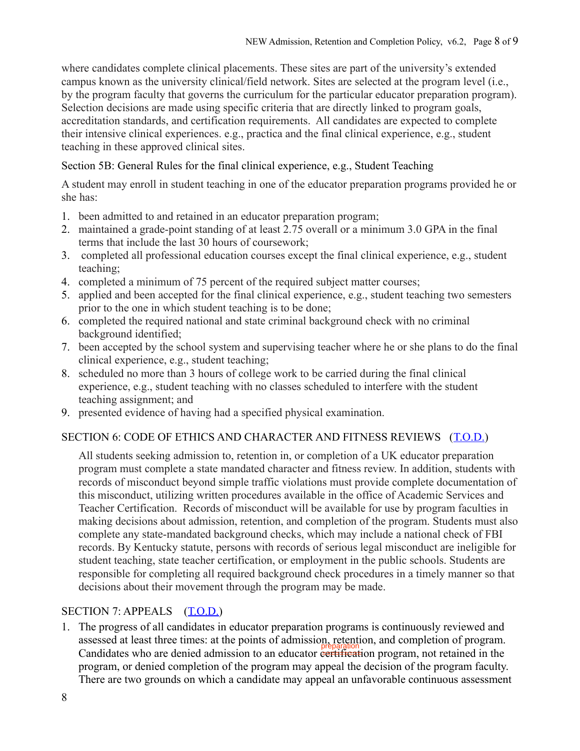where candidates complete clinical placements. These sites are part of the university's extended campus known as the university clinical/field network. Sites are selected at the program level (i.e., by the program faculty that governs the curriculum for the particular educator preparation program). Selection decisions are made using specific criteria that are directly linked to program goals, accreditation standards, and certification requirements. All candidates are expected to complete their intensive clinical experiences. e.g., practica and the final clinical experience, e.g., student teaching in these approved clinical sites.

Section 5B: General Rules for the final clinical experience, e.g., Student Teaching

A student may enroll in student teaching in one of the educator preparation programs provided he or she has:

1. been admitted to and retained in an educator preparation program;
2. maintained a grade-point standing of at least 2.75 overall or a minimum 3.0 GPA in the final terms that include the last 30 hours of coursework;
3. completed all professional education courses except the final clinical experience, e.g., student teaching;
4. completed a minimum of 75 percent of the required subject matter courses;
5. applied and been accepted for the final clinical experience, e.g., student teaching two semesters prior to the one in which student teaching is to be done;
6. completed the required national and state criminal background check with no criminal background identified;
7. been accepted by the school system and supervising teacher where he or she plans to do the final clinical experience, e.g., student teaching;
8. scheduled no more than 3 hours of college work to be carried during the final clinical experience, e.g., student teaching with no classes scheduled to interfere with the student teaching assignment; and
9. presented evidence of having had a specified physical examination.

## SECTION 6: CODE OF ETHICS AND CHARACTER AND FITNESS REVIEWS (T.O.D.)

All students seeking admission to, retention in, or completion of a UK educator preparation program must complete a state mandated character and fitness review. In addition, students with records of misconduct beyond simple traffic violations must provide complete documentation of this misconduct, utilizing written procedures available in the office of Academic Services and Teacher Certification. Records of misconduct will be available for use by program faculties in making decisions about admission, retention, and completion of the program. Students must also complete any state-mandated background checks, which may include a national check of FBI records. By Kentucky statute, persons with records of serious legal misconduct are ineligible for student teaching, state teacher certification, or employment in the public schools. Students are responsible for completing all required background check procedures in a timely manner so that decisions about their movement through the program may be made.

## SECTION 7: APPEALS (T.O.D.)

1. The progress of all candidates in educator preparation programs is continuously reviewed and assessed at least three times: at the points of admission, retention, and completion of program. Candidates who are denied admission to an educator ~~certification~~ preparation program, not retained in the program, or denied completion of the program may appeal the decision of the program faculty. There are two grounds on which a candidate may appeal an unfavorable continuous assessment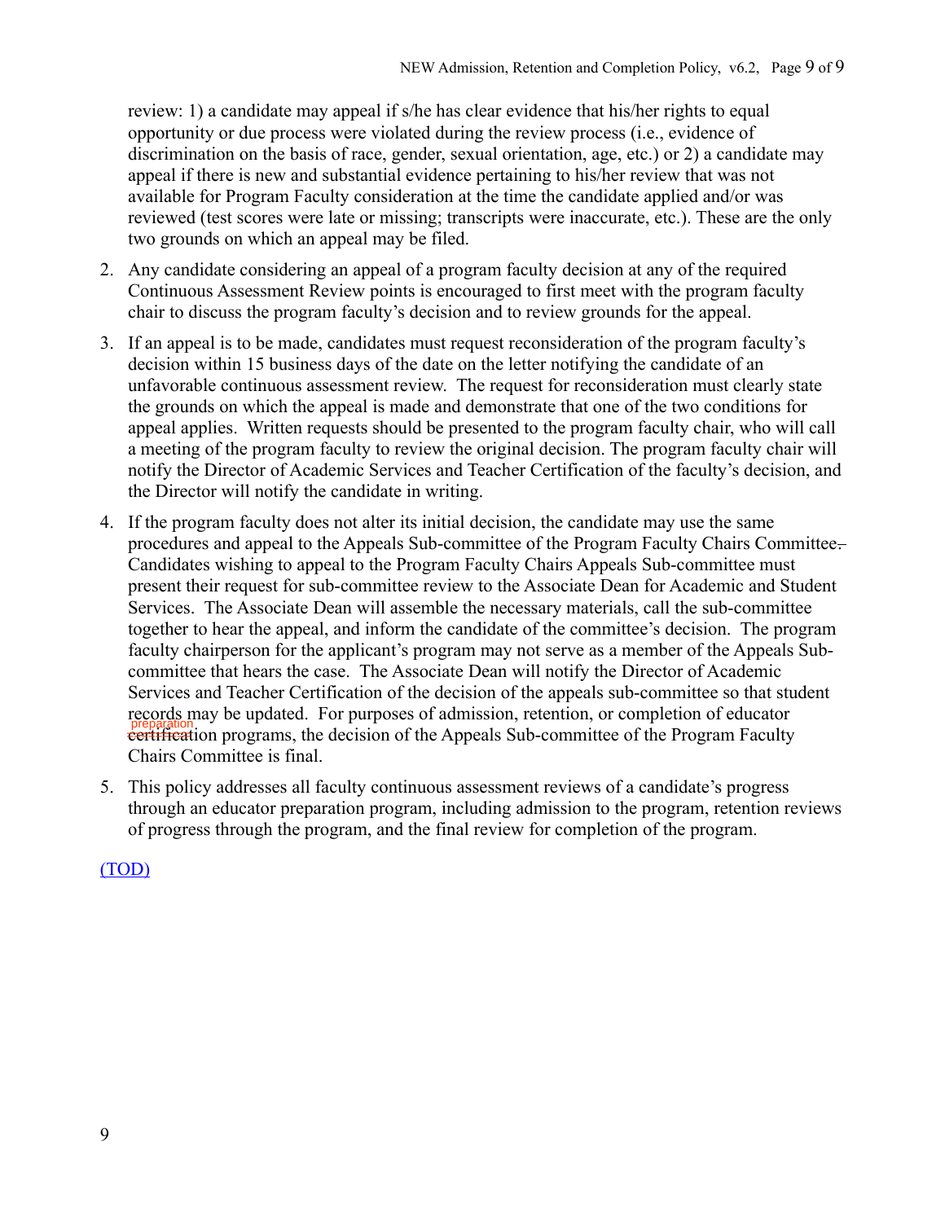review: 1) a candidate may appeal if s/he has clear evidence that his/her rights to equal opportunity or due process were violated during the review process (i.e., evidence of discrimination on the basis of race, gender, sexual orientation, age, etc.) or 2) a candidate may appeal if there is new and substantial evidence pertaining to his/her review that was not available for Program Faculty consideration at the time the candidate applied and/or was reviewed (test scores were late or missing; transcripts were inaccurate, etc.). These are the only two grounds on which an appeal may be filed.

2. Any candidate considering an appeal of a program faculty decision at any of the required Continuous Assessment Review points is encouraged to first meet with the program faculty chair to discuss the program faculty's decision and to review grounds for the appeal.

3. If an appeal is to be made, candidates must request reconsideration of the program faculty's decision within 15 business days of the date on the letter notifying the candidate of an unfavorable continuous assessment review. The request for reconsideration must clearly state the grounds on which the appeal is made and demonstrate that one of the two conditions for appeal applies. Written requests should be presented to the program faculty chair, who will call a meeting of the program faculty to review the original decision. The program faculty chair will notify the Director of Academic Services and Teacher Certification of the faculty's decision, and the Director will notify the candidate in writing.

4. If the program faculty does not alter its initial decision, the candidate may use the same procedures and appeal to the Appeals Sub-committee of the Program Faculty Chairs Committee. Candidates wishing to appeal to the Program Faculty Chairs Appeals Sub-committee must present their request for sub-committee review to the Associate Dean for Academic and Student Services. The Associate Dean will assemble the necessary materials, call the sub-committee together to hear the appeal, and inform the candidate of the committee's decision. The program faculty chairperson for the applicant's program may not serve as a member of the Appeals Sub-committee that hears the case. The Associate Dean will notify the Director of Academic Services and Teacher Certification of the decision of the appeals sub-committee so that student records may be updated. For purposes of admission, retention, or completion of educator ~~certification~~ preparation programs, the decision of the Appeals Sub-committee of the Program Faculty Chairs Committee is final.

5. This policy addresses all faculty continuous assessment reviews of a candidate's progress through an educator preparation program, including admission to the program, retention reviews of progress through the program, and the final review for completion of the program.

(TOD)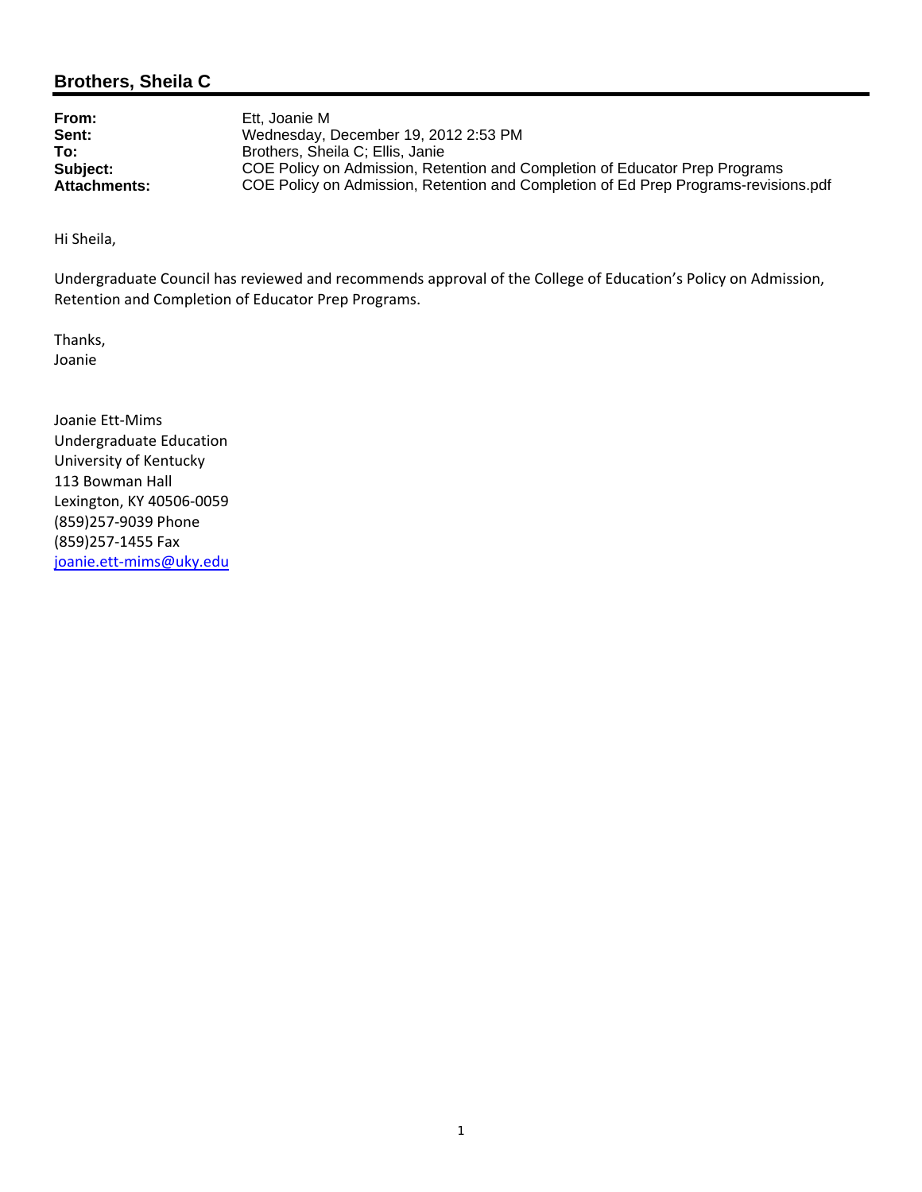## Brothers, Sheila C

**From:** Ett, Joanie M
**Sent:** Wednesday, December 19, 2012 2:53 PM
**To:** Brothers, Sheila C; Ellis, Janie
**Subject:** COE Policy on Admission, Retention and Completion of Educator Prep Programs
**Attachments:** COE Policy on Admission, Retention and Completion of Ed Prep Programs-revisions.pdf

Hi Sheila,

Undergraduate Council has reviewed and recommends approval of the College of Education's Policy on Admission, Retention and Completion of Educator Prep Programs.

Thanks,
Joanie

Joanie Ett-Mims
Undergraduate Education
University of Kentucky
113 Bowman Hall
Lexington, KY 40506-0059
(859)257-9039 Phone
(859)257-1455 Fax
joanie.ett-mims@uky.edu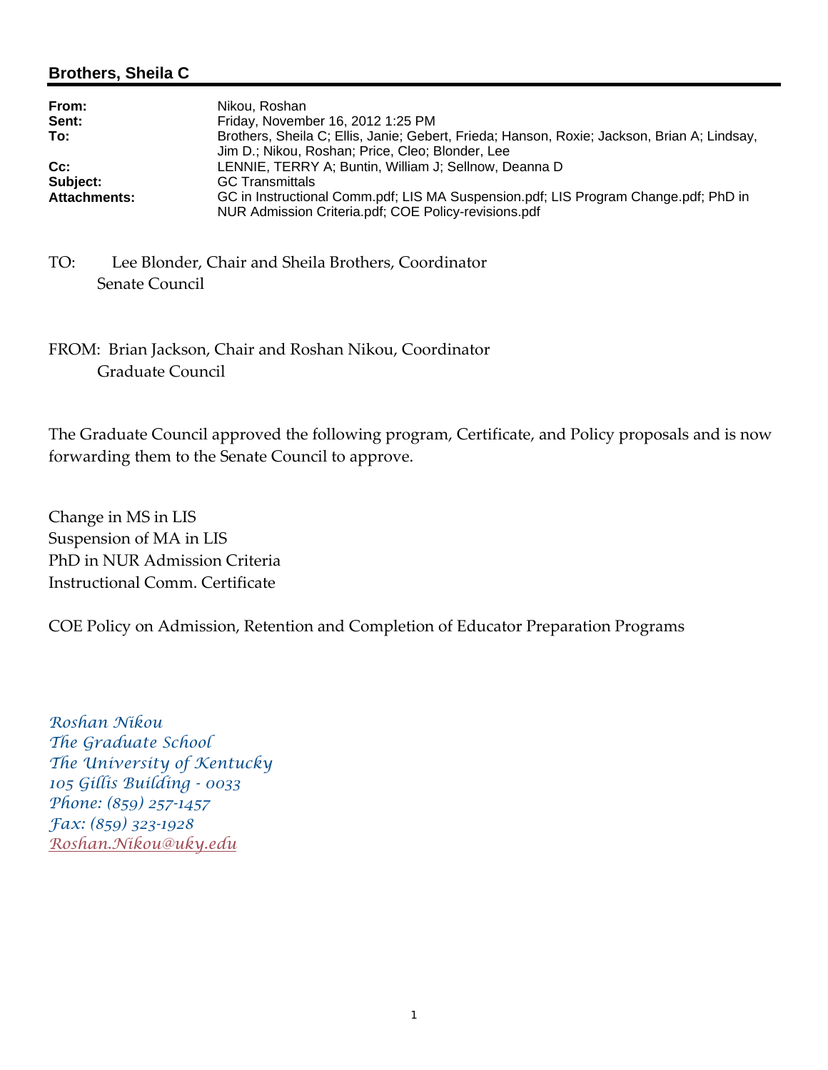## Brothers, Sheila C

| | |
|---|---|
| **From:** | Nikou, Roshan |
| **Sent:** | Friday, November 16, 2012 1:25 PM |
| **To:** | Brothers, Sheila C; Ellis, Janie; Gebert, Frieda; Hanson, Roxie; Jackson, Brian A; Lindsay, Jim D.; Nikou, Roshan; Price, Cleo; Blonder, Lee |
| **Cc:** | LENNIE, TERRY A; Buntin, William J; Sellnow, Deanna D |
| **Subject:** | GC Transmittals |
| **Attachments:** | GC in Instructional Comm.pdf; LIS MA Suspension.pdf; LIS Program Change.pdf; PhD in NUR Admission Criteria.pdf; COE Policy-revisions.pdf |

TO: Lee Blonder, Chair and Sheila Brothers, Coordinator
Senate Council

FROM: Brian Jackson, Chair and Roshan Nikou, Coordinator
Graduate Council

The Graduate Council approved the following program, Certificate, and Policy proposals and is now forwarding them to the Senate Council to approve.

Change in MS in LIS
Suspension of MA in LIS
PhD in NUR Admission Criteria
Instructional Comm. Certificate

COE Policy on Admission, Retention and Completion of Educator Preparation Programs

*Roshan Nikou*
*The Graduate School*
*The University of Kentucky*
*105 Gillis Building - 0033*
*Phone: (859) 257-1457*
*Fax: (859) 323-1928*
*Roshan.Nikou@uky.edu*